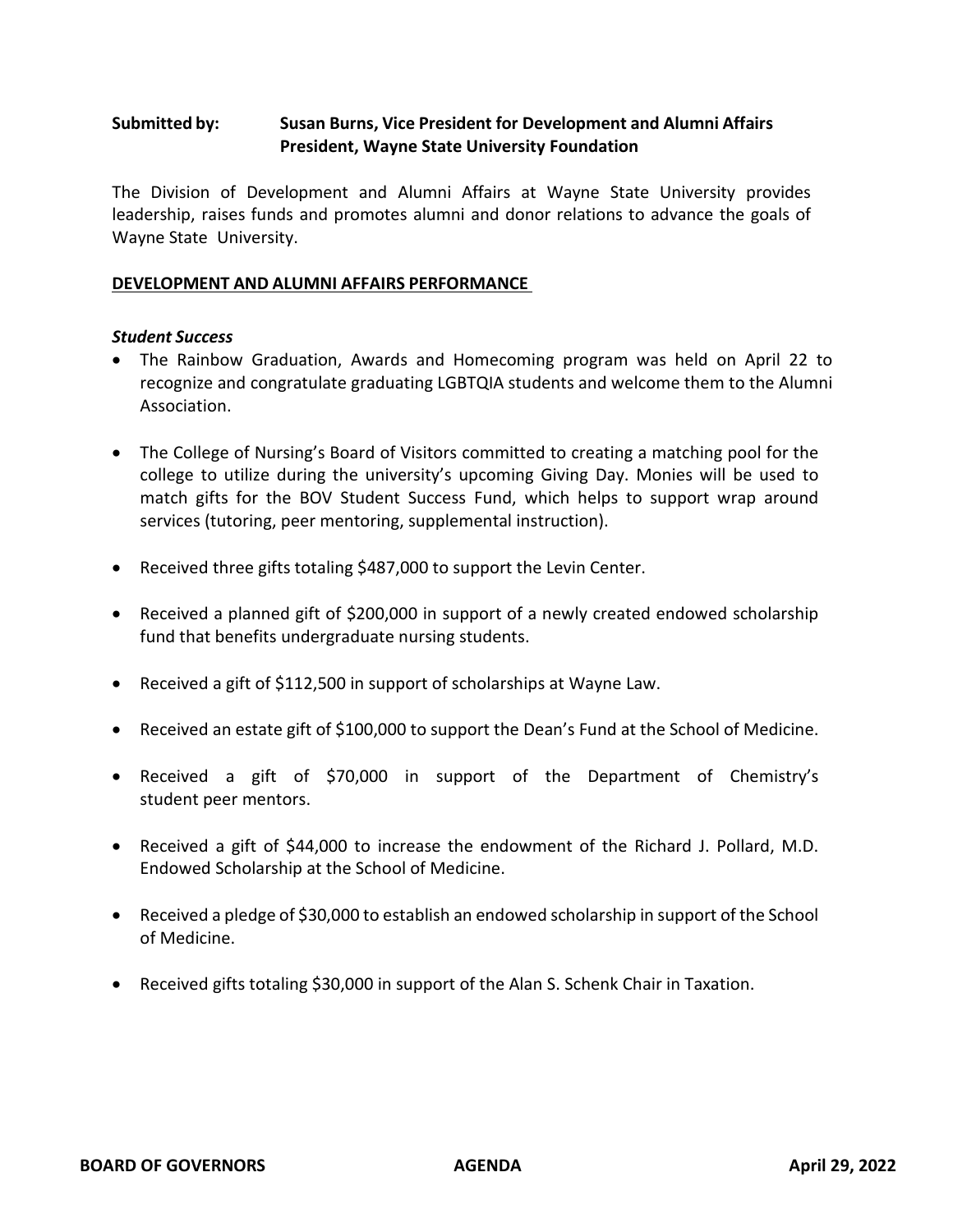**Submitted by:** **Susan Burns, Vice President for Development and Alumni Affairs**
**President, Wayne State University Foundation**

The Division of Development and Alumni Affairs at Wayne State University provides leadership, raises funds and promotes alumni and donor relations to advance the goals of Wayne State University.

## DEVELOPMENT AND ALUMNI AFFAIRS PERFORMANCE

### *Student Success*

- The Rainbow Graduation, Awards and Homecoming program was held on April 22 to recognize and congratulate graduating LGBTQIA students and welcome them to the Alumni Association.

- The College of Nursing's Board of Visitors committed to creating a matching pool for the college to utilize during the university's upcoming Giving Day. Monies will be used to match gifts for the BOV Student Success Fund, which helps to support wrap around services (tutoring, peer mentoring, supplemental instruction).

- Received three gifts totaling $487,000 to support the Levin Center.

- Received a planned gift of $200,000 in support of a newly created endowed scholarship fund that benefits undergraduate nursing students.

- Received a gift of $112,500 in support of scholarships at Wayne Law.

- Received an estate gift of $100,000 to support the Dean's Fund at the School of Medicine.

- Received a gift of $70,000 in support of the Department of Chemistry's student peer mentors.

- Received a gift of $44,000 to increase the endowment of the Richard J. Pollard, M.D. Endowed Scholarship at the School of Medicine.

- Received a pledge of $30,000 to establish an endowed scholarship in support of the School of Medicine.

- Received gifts totaling $30,000 in support of the Alan S. Schenk Chair in Taxation.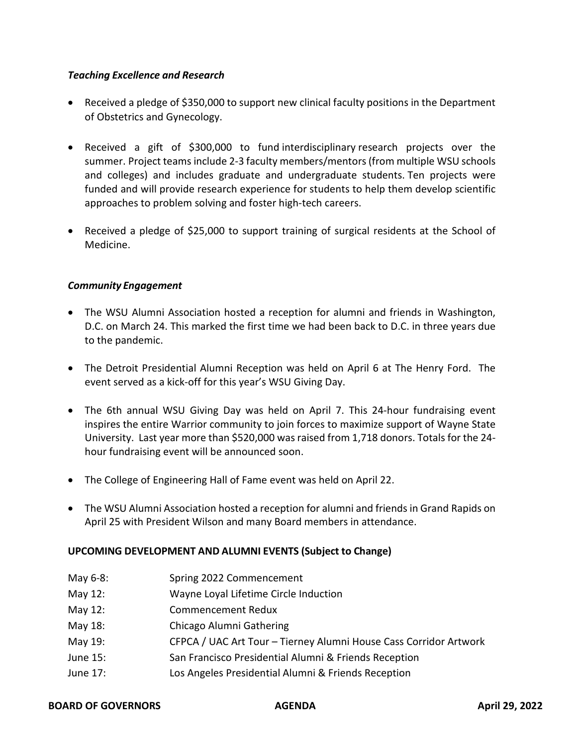***Teaching Excellence and Research***

- Received a pledge of $350,000 to support new clinical faculty positions in the Department of Obstetrics and Gynecology.
- Received a gift of $300,000 to fund interdisciplinary research projects over the summer. Project teams include 2-3 faculty members/mentors (from multiple WSU schools and colleges) and includes graduate and undergraduate students. Ten projects were funded and will provide research experience for students to help them develop scientific approaches to problem solving and foster high-tech careers.
- Received a pledge of $25,000 to support training of surgical residents at the School of Medicine.

***Community Engagement***

- The WSU Alumni Association hosted a reception for alumni and friends in Washington, D.C. on March 24. This marked the first time we had been back to D.C. in three years due to the pandemic.
- The Detroit Presidential Alumni Reception was held on April 6 at The Henry Ford. The event served as a kick-off for this year's WSU Giving Day.
- The 6th annual WSU Giving Day was held on April 7. This 24-hour fundraising event inspires the entire Warrior community to join forces to maximize support of Wayne State University. Last year more than $520,000 was raised from 1,718 donors. Totals for the 24-hour fundraising event will be announced soon.
- The College of Engineering Hall of Fame event was held on April 22.
- The WSU Alumni Association hosted a reception for alumni and friends in Grand Rapids on April 25 with President Wilson and many Board members in attendance.

**UPCOMING DEVELOPMENT AND ALUMNI EVENTS (Subject to Change)**

| | |
|---|---|
| May 6-8: | Spring 2022 Commencement |
| May 12: | Wayne Loyal Lifetime Circle Induction |
| May 12: | Commencement Redux |
| May 18: | Chicago Alumni Gathering |
| May 19: | CFPCA / UAC Art Tour – Tierney Alumni House Cass Corridor Artwork |
| June 15: | San Francisco Presidential Alumni & Friends Reception |
| June 17: | Los Angeles Presidential Alumni & Friends Reception |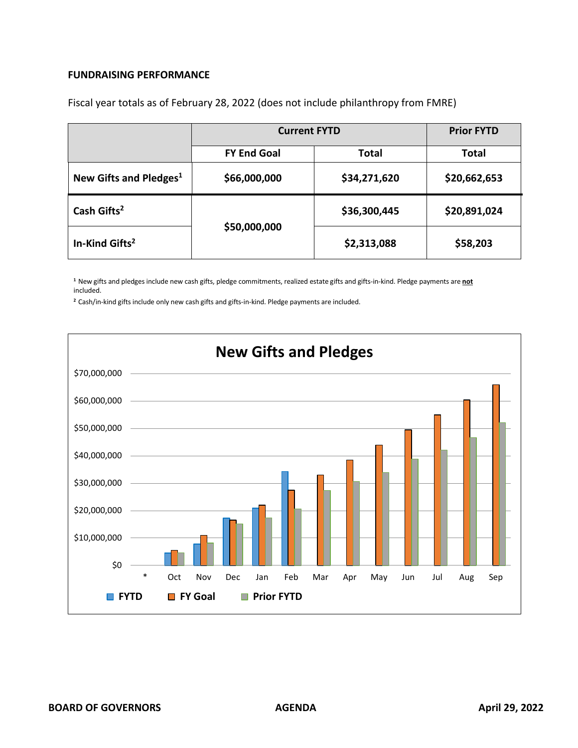**FUNDRAISING PERFORMANCE**

Fiscal year totals as of February 28, 2022 (does not include philanthropy from FMRE)

| | Current FYTD | | Prior FYTD |
|---|---|---|---|
| | FY End Goal | Total | Total |
| **New Gifts and Pledges[1]** | **$66,000,000** | **$34,271,620** | **$20,662,653** |
| **Cash Gifts[2]** | **$50,000,000** | **$36,300,445** | **$20,891,024** |
| **In-Kind Gifts[2]** | | **$2,313,088** | **$58,203** |

[1] New gifts and pledges include new cash gifts, pledge commitments, realized estate gifts and gifts-in-kind. Pledge payments are **not** included.

[2] Cash/in-kind gifts include only new cash gifts and gifts-in-kind. Pledge payments are included.

**New Gifts and Pledges**

Chart legend: FYTD, FY Goal, Prior FYTD. Y-axis: $0 to $70,000,000. X-axis: *, Oct, Nov, Dec, Jan, Feb, Mar, Apr, May, Jun, Jul, Aug, Sep.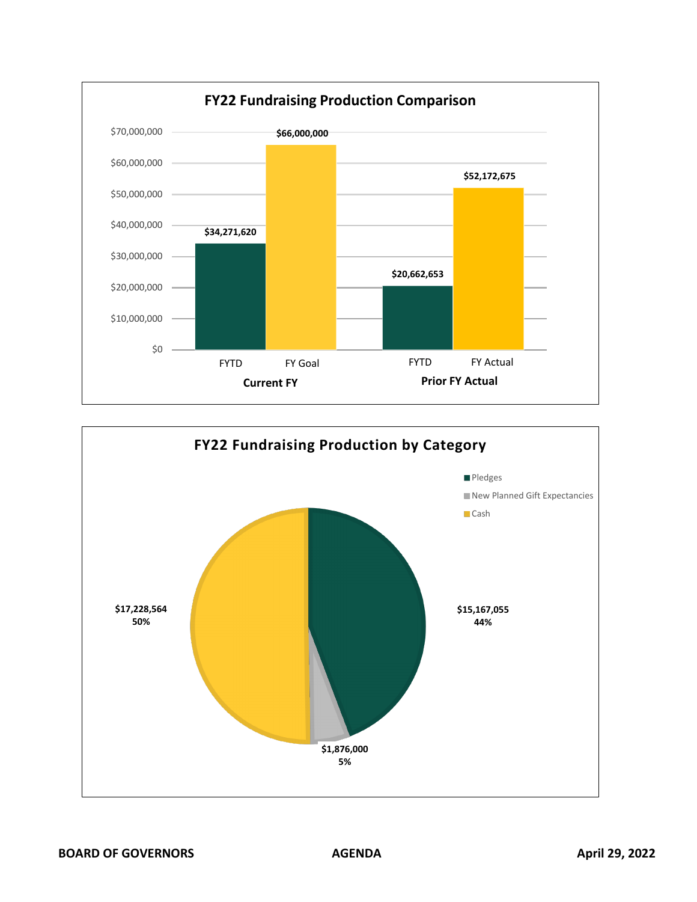**FY22 Fundraising Production Comparison**

$70,000,000
$60,000,000
$50,000,000
$40,000,000
$30,000,000
$20,000,000
$10,000,000
$0

$34,271,620
$66,000,000
$20,662,653
$52,172,675

FYTD
FY Goal
**Current FY**

FYTD
FY Actual
**Prior FY Actual**

**FY22 Fundraising Production by Category**

Pledges
New Planned Gift Expectancies
Cash

$17,228,564
50%

$15,167,055
44%

$1,876,000
5%